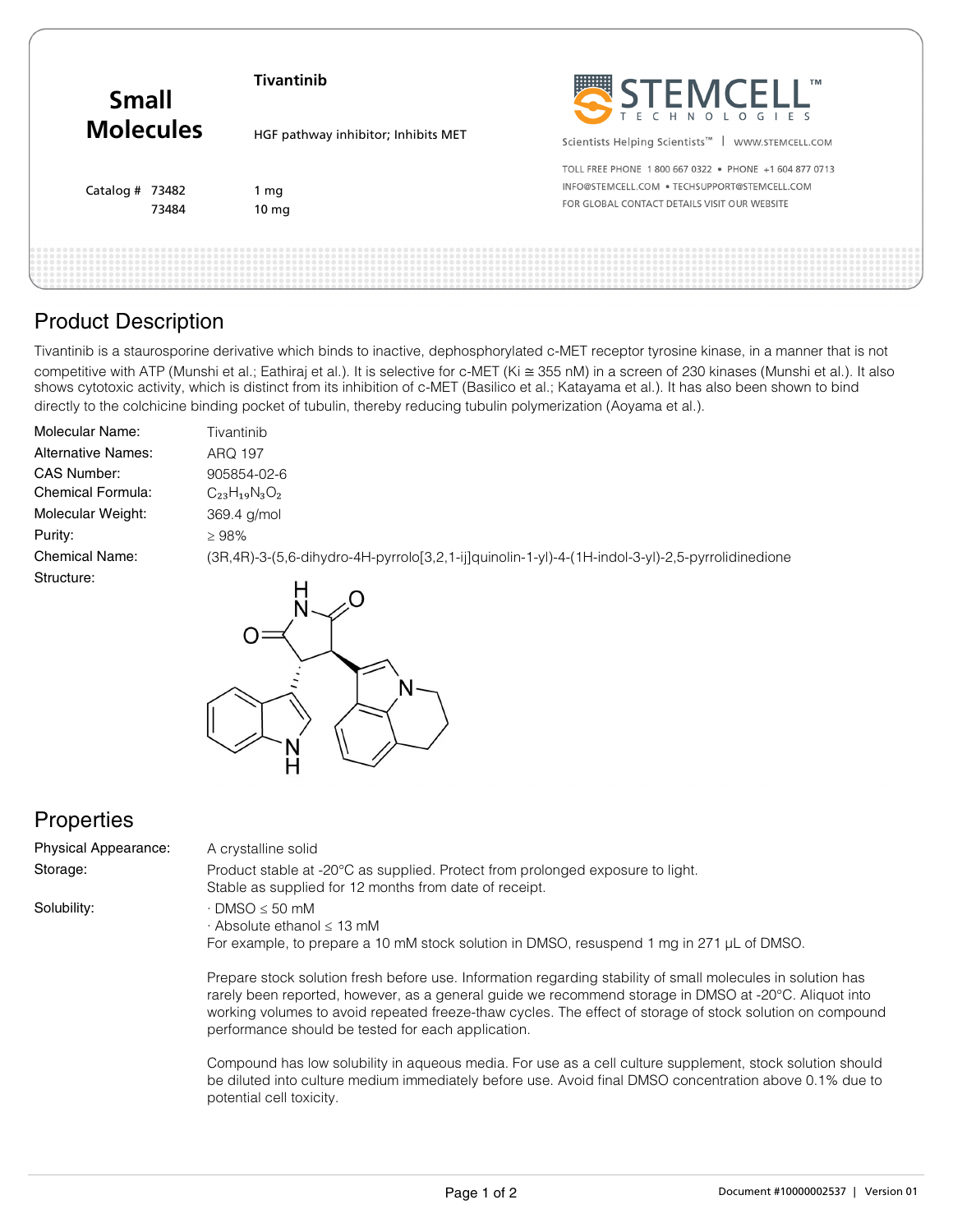# Small Molecules

**Tivantinib**

HGF pathway inhibitor; Inhibits MET

| Catalog # | |
|---|---|
| 73482 | 1 mg |
| 73484 | 10 mg |

STEMCELL™ TECHNOLOGIES

Scientists Helping Scientists™ | WWW.STEMCELL.COM

TOLL FREE PHONE 1 800 667 0322 • PHONE +1 604 877 0713
INFO@STEMCELL.COM • TECHSUPPORT@STEMCELL.COM
FOR GLOBAL CONTACT DETAILS VISIT OUR WEBSITE

## Product Description

Tivantinib is a staurosporine derivative which binds to inactive, dephosphorylated c-MET receptor tyrosine kinase, in a manner that is not competitive with ATP (Munshi et al.; Eathiraj et al.). It is selective for c-MET (Ki ≅ 355 nM) in a screen of 230 kinases (Munshi et al.). It also shows cytotoxic activity, which is distinct from its inhibition of c-MET (Basilico et al.; Katayama et al.). It has also been shown to bind directly to the colchicine binding pocket of tubulin, thereby reducing tubulin polymerization (Aoyama et al.).

| | |
|---|---|
| Molecular Name: | Tivantinib |
| Alternative Names: | ARQ 197 |
| CAS Number: | 905854-02-6 |
| Chemical Formula: | $C_{23}H_{19}N_3O_2$ |
| Molecular Weight: | 369.4 g/mol |
| Purity: | ≥ 98% |
| Chemical Name: | (3R,4R)-3-(5,6-dihydro-4H-pyrrolo[3,2,1-ij]quinolin-1-yl)-4-(1H-indol-3-yl)-2,5-pyrrolidinedione |
| Structure: | |

## Properties

| | |
|---|---|
| Physical Appearance: | A crystalline solid |
| Storage: | Product stable at -20°C as supplied. Protect from prolonged exposure to light. Stable as supplied for 12 months from date of receipt. |
| Solubility: | · DMSO ≤ 50 mM<br>· Absolute ethanol ≤ 13 mM<br>For example, to prepare a 10 mM stock solution in DMSO, resuspend 1 mg in 271 µL of DMSO. |

Prepare stock solution fresh before use. Information regarding stability of small molecules in solution has rarely been reported, however, as a general guide we recommend storage in DMSO at -20°C. Aliquot into working volumes to avoid repeated freeze-thaw cycles. The effect of storage of stock solution on compound performance should be tested for each application.

Compound has low solubility in aqueous media. For use as a cell culture supplement, stock solution should be diluted into culture medium immediately before use. Avoid final DMSO concentration above 0.1% due to potential cell toxicity.

Document #10000002537 | Version 01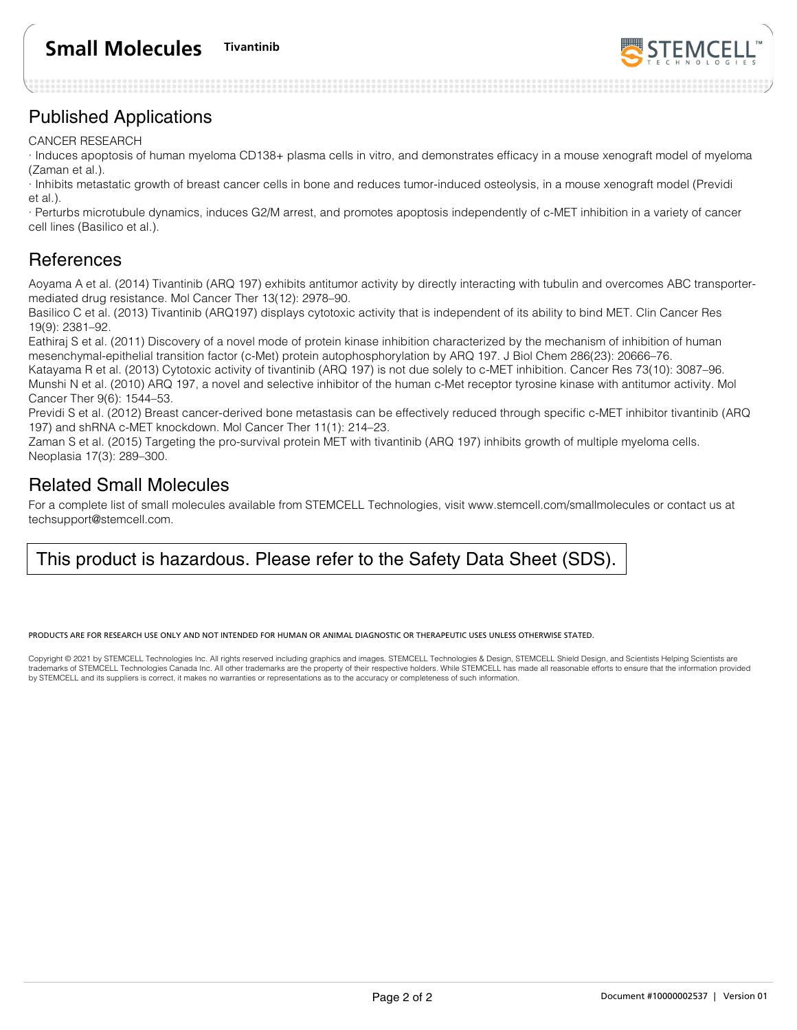## Published Applications

CANCER RESEARCH

· Induces apoptosis of human myeloma CD138+ plasma cells in vitro, and demonstrates efficacy in a mouse xenograft model of myeloma (Zaman et al.).

· Inhibits metastatic growth of breast cancer cells in bone and reduces tumor-induced osteolysis, in a mouse xenograft model (Previdi et al.).

· Perturbs microtubule dynamics, induces G2/M arrest, and promotes apoptosis independently of c-MET inhibition in a variety of cancer cell lines (Basilico et al.).

## References

Aoyama A et al. (2014) Tivantinib (ARQ 197) exhibits antitumor activity by directly interacting with tubulin and overcomes ABC transporter-mediated drug resistance. Mol Cancer Ther 13(12): 2978–90.

Basilico C et al. (2013) Tivantinib (ARQ197) displays cytotoxic activity that is independent of its ability to bind MET. Clin Cancer Res 19(9): 2381–92.

Eathiraj S et al. (2011) Discovery of a novel mode of protein kinase inhibition characterized by the mechanism of inhibition of human mesenchymal-epithelial transition factor (c-Met) protein autophosphorylation by ARQ 197. J Biol Chem 286(23): 20666–76.

Katayama R et al. (2013) Cytotoxic activity of tivantinib (ARQ 197) is not due solely to c-MET inhibition. Cancer Res 73(10): 3087–96.

Munshi N et al. (2010) ARQ 197, a novel and selective inhibitor of the human c-Met receptor tyrosine kinase with antitumor activity. Mol Cancer Ther 9(6): 1544–53.

Previdi S et al. (2012) Breast cancer-derived bone metastasis can be effectively reduced through specific c-MET inhibitor tivantinib (ARQ 197) and shRNA c-MET knockdown. Mol Cancer Ther 11(1): 214–23.

Zaman S et al. (2015) Targeting the pro-survival protein MET with tivantinib (ARQ 197) inhibits growth of multiple myeloma cells. Neoplasia 17(3): 289–300.

## Related Small Molecules

For a complete list of small molecules available from STEMCELL Technologies, visit www.stemcell.com/smallmolecules or contact us at techsupport@stemcell.com.

This product is hazardous. Please refer to the Safety Data Sheet (SDS).

PRODUCTS ARE FOR RESEARCH USE ONLY AND NOT INTENDED FOR HUMAN OR ANIMAL DIAGNOSTIC OR THERAPEUTIC USES UNLESS OTHERWISE STATED.

Copyright © 2021 by STEMCELL Technologies Inc. All rights reserved including graphics and images. STEMCELL Technologies & Design, STEMCELL Shield Design, and Scientists Helping Scientists are trademarks of STEMCELL Technologies Canada Inc. All other trademarks are the property of their respective holders. While STEMCELL has made all reasonable efforts to ensure that the information provided by STEMCELL and its suppliers is correct, it makes no warranties or representations as to the accuracy or completeness of such information.